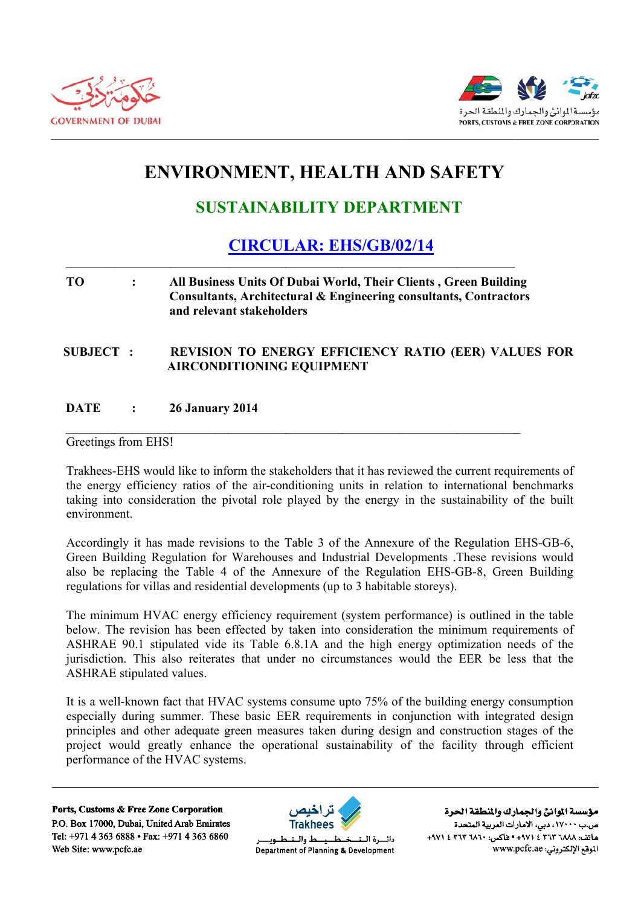# ENVIRONMENT, HEALTH AND SAFETY

## SUSTAINABILITY DEPARTMENT

## CIRCULAR: EHS/GB/02/14

**TO** : **All Business Units Of Dubai World, Their Clients , Green Building Consultants, Architectural & Engineering consultants, Contractors and relevant stakeholders**

**SUBJECT** : **REVISION TO ENERGY EFFICIENCY RATIO (EER) VALUES FOR AIRCONDITIONING EQUIPMENT**

**DATE** : **26 January 2014**

Greetings from EHS!

Trakhees-EHS would like to inform the stakeholders that it has reviewed the current requirements of the energy efficiency ratios of the air-conditioning units in relation to international benchmarks taking into consideration the pivotal role played by the energy in the sustainability of the built environment.

Accordingly it has made revisions to the Table 3 of the Annexure of the Regulation EHS-GB-6, Green Building Regulation for Warehouses and Industrial Developments .These revisions would also be replacing the Table 4 of the Annexure of the Regulation EHS-GB-8, Green Building regulations for villas and residential developments (up to 3 habitable storeys).

The minimum HVAC energy efficiency requirement (system performance) is outlined in the table below. The revision has been effected by taken into consideration the minimum requirements of ASHRAE 90.1 stipulated vide its Table 6.8.1A and the high energy optimization needs of the jurisdiction. This also reiterates that under no circumstances would the EER be less that the ASHRAE stipulated values.

It is a well-known fact that HVAC systems consume upto 75% of the building energy consumption especially during summer. These basic EER requirements in conjunction with integrated design principles and other adequate green measures taken during design and construction stages of the project would greatly enhance the operational sustainability of the facility through efficient performance of the HVAC systems.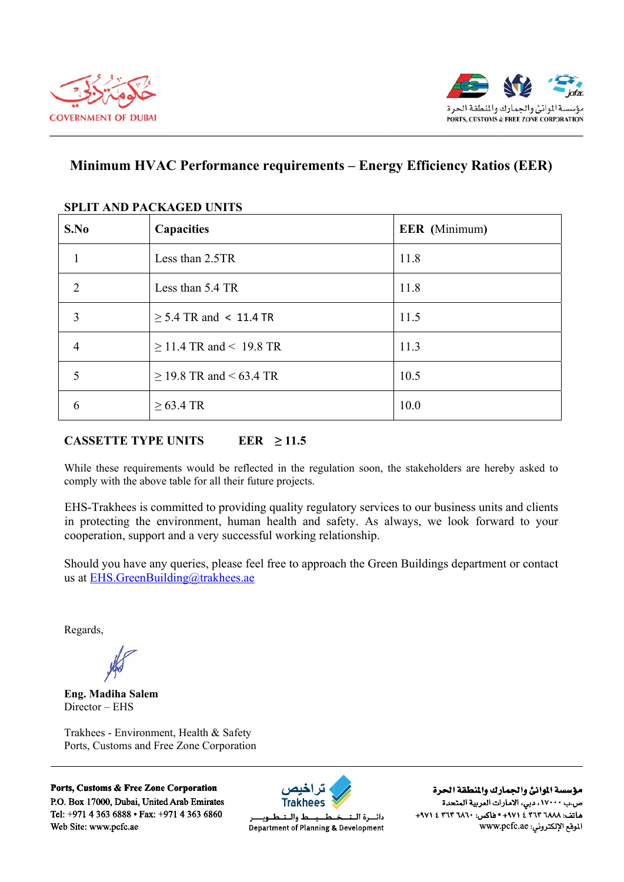# Minimum HVAC Performance requirements – Energy Efficiency Ratios (EER)

**SPLIT AND PACKAGED UNITS**

| S.No | Capacities | EER (Minimum) |
|---|---|---|
| 1 | Less than 2.5TR | 11.8 |
| 2 | Less than 5.4 TR | 11.8 |
| 3 | ≥ 5.4 TR and < 11.4 TR | 11.5 |
| 4 | ≥ 11.4 TR and < 19.8 TR | 11.3 |
| 5 | ≥ 19.8 TR and < 63.4 TR | 10.5 |
| 6 | ≥ 63.4 TR | 10.0 |

**CASSETTE TYPE UNITS EER ≥ 11.5**

While these requirements would be reflected in the regulation soon, the stakeholders are hereby asked to comply with the above table for all their future projects.

EHS-Trakhees is committed to providing quality regulatory services to our business units and clients in protecting the environment, human health and safety. As always, we look forward to your cooperation, support and a very successful working relationship.

Should you have any queries, please feel free to approach the Green Buildings department or contact us at EHS.GreenBuilding@trakhees.ae

Regards,

**Eng. Madiha Salem**
Director – EHS

Trakhees - Environment, Health & Safety
Ports, Customs and Free Zone Corporation